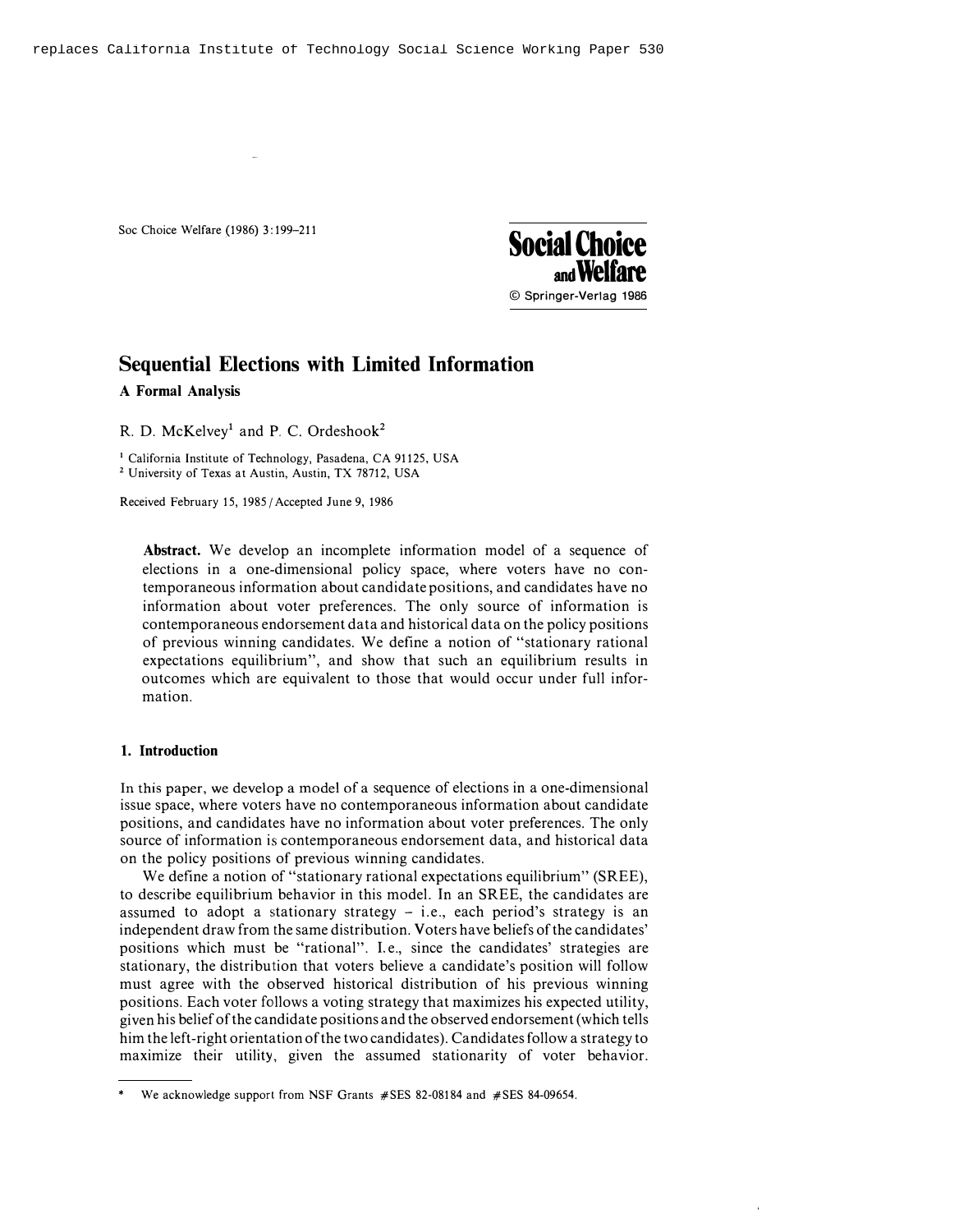replaces California Institute of Technology Social Science Working Paper 530

# Sequential Elections with Limited Information

**A Formal Analysis**

R. D. McKelvey[1] and P. C. Ordeshook[2]

[1] California Institute of Technology, Pasadena, CA 91125, USA
[2] University of Texas at Austin, Austin, TX 78712, USA

Received February 15, 1985 / Accepted June 9, 1986

**Abstract.** We develop an incomplete information model of a sequence of elections in a one-dimensional policy space, where voters have no contemporaneous information about candidate positions, and candidates have no information about voter preferences. The only source of information is contemporaneous endorsement data and historical data on the policy positions of previous winning candidates. We define a notion of "stationary rational expectations equilibrium", and show that such an equilibrium results in outcomes which are equivalent to those that would occur under full information.

## 1. Introduction

In this paper, we develop a model of a sequence of elections in a one-dimensional issue space, where voters have no contemporaneous information about candidate positions, and candidates have no information about voter preferences. The only source of information is contemporaneous endorsement data, and historical data on the policy positions of previous winning candidates.

We define a notion of "stationary rational expectations equilibrium" (SREE), to describe equilibrium behavior in this model. In an SREE, the candidates are assumed to adopt a stationary strategy – i.e., each period's strategy is an independent draw from the same distribution. Voters have beliefs of the candidates' positions which must be "rational". I.e., since the candidates' strategies are stationary, the distribution that voters believe a candidate's position will follow must agree with the observed historical distribution of his previous winning positions. Each voter follows a voting strategy that maximizes his expected utility, given his belief of the candidate positions and the observed endorsement (which tells him the left-right orientation of the two candidates). Candidates follow a strategy to maximize their utility, given the assumed stationarity of voter behavior.

\* We acknowledge support from NSF Grants #SES 82-08184 and #SES 84-09654.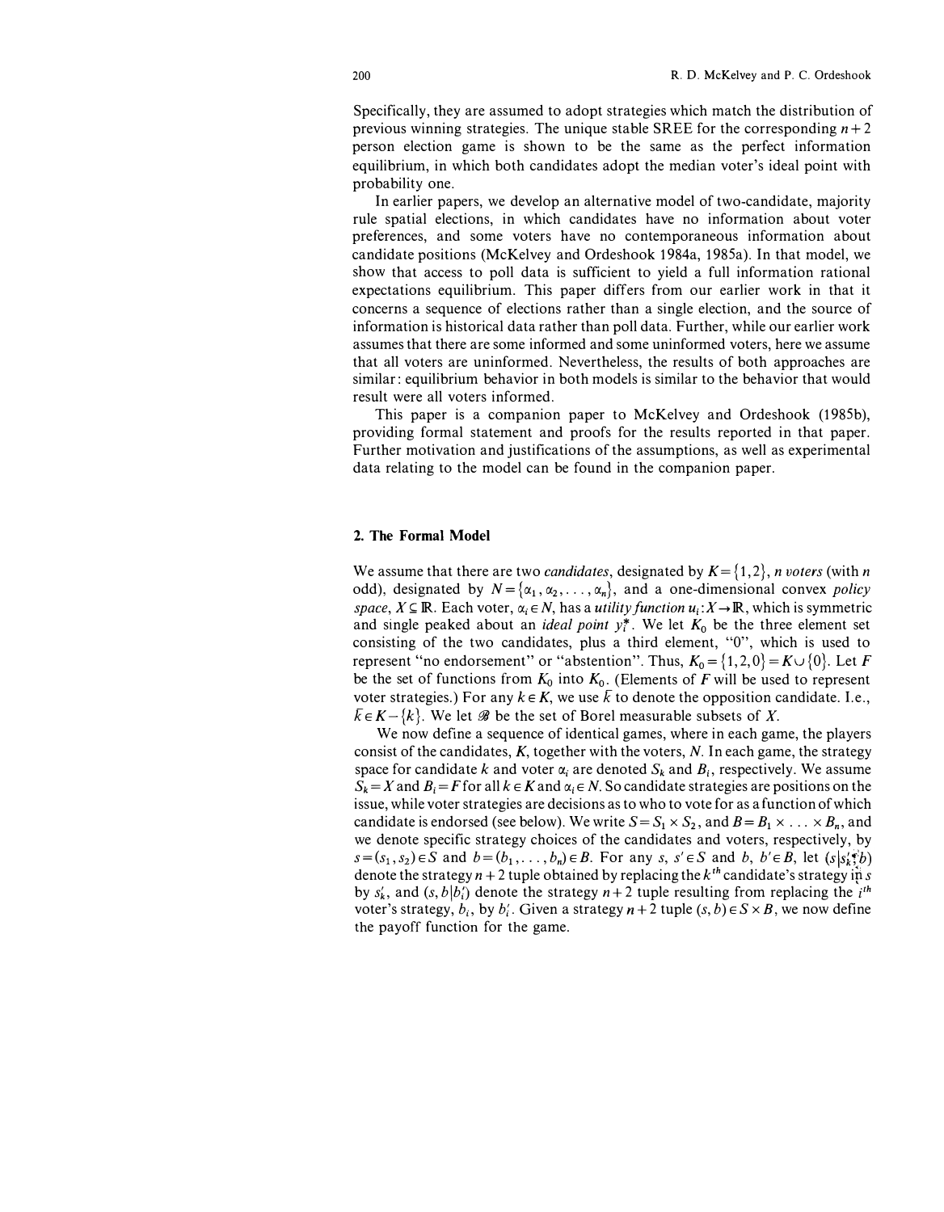Specifically, they are assumed to adopt strategies which match the distribution of previous winning strategies. The unique stable SREE for the corresponding $n+2$ person election game is shown to be the same as the perfect information equilibrium, in which both candidates adopt the median voter's ideal point with probability one.

In earlier papers, we develop an alternative model of two-candidate, majority rule spatial elections, in which candidates have no information about voter preferences, and some voters have no contemporaneous information about candidate positions (McKelvey and Ordeshook 1984a, 1985a). In that model, we show that access to poll data is sufficient to yield a full information rational expectations equilibrium. This paper differs from our earlier work in that it concerns a sequence of elections rather than a single election, and the source of information is historical data rather than poll data. Further, while our earlier work assumes that there are some informed and some uninformed voters, here we assume that all voters are uninformed. Nevertheless, the results of both approaches are similar: equilibrium behavior in both models is similar to the behavior that would result were all voters informed.

This paper is a companion paper to McKelvey and Ordeshook (1985b), providing formal statement and proofs for the results reported in that paper. Further motivation and justifications of the assumptions, as well as experimental data relating to the model can be found in the companion paper.

## 2. The Formal Model

We assume that there are two *candidates*, designated by $K=\{1,2\}$, *n voters* (with $n$ odd), designated by $N=\{\alpha_1, \alpha_2, \ldots, \alpha_n\}$, and a one-dimensional convex *policy space*, $X \subseteq \mathbb{R}$. Each voter, $\alpha_i \in N$, has a *utility function* $u_i: X \to \mathbb{R}$, which is symmetric and single peaked about an *ideal point* $y_i^*$. We let $K_0$ be the three element set consisting of the two candidates, plus a third element, "0", which is used to represent "no endorsement" or "abstention". Thus, $K_0=\{1,2,0\}=K \cup \{0\}$. Let $F$ be the set of functions from $K_0$ into $K_0$. (Elements of $F$ will be used to represent voter strategies.) For any $k \in K$, we use $\bar{k}$ to denote the opposition candidate. I.e., $\bar{k} \in K-\{k\}$. We let $\mathscr{B}$ be the set of Borel measurable subsets of $X$.

We now define a sequence of identical games, where in each game, the players consist of the candidates, $K$, together with the voters, $N$. In each game, the strategy space for candidate $k$ and voter $\alpha_i$ are denoted $S_k$ and $B_i$, respectively. We assume $S_k=X$ and $B_i=F$ for all $k \in K$ and $\alpha_i \in N$. So candidate strategies are positions on the issue, while voter strategies are decisions as to who to vote for as a function of which candidate is endorsed (see below). We write $S=S_1 \times S_2$, and $B=B_1 \times \ldots \times B_n$, and we denote specific strategy choices of the candidates and voters, respectively, by $s=(s_1, s_2) \in S$ and $b=(b_1, \ldots, b_n) \in B$. For any $s$, $s' \in S$ and $b$, $b' \in B$, let $(s|s_k', b)$ denote the strategy $n+2$ tuple obtained by replacing the $k^{th}$ candidate's strategy in $s$ by $s_k'$, and $(s, b|b_i')$ denote the strategy $n+2$ tuple resulting from replacing the $i^{th}$ voter's strategy, $b_i$, by $b_i'$. Given a strategy $n+2$ tuple $(s, b) \in S \times B$, we now define the payoff function for the game.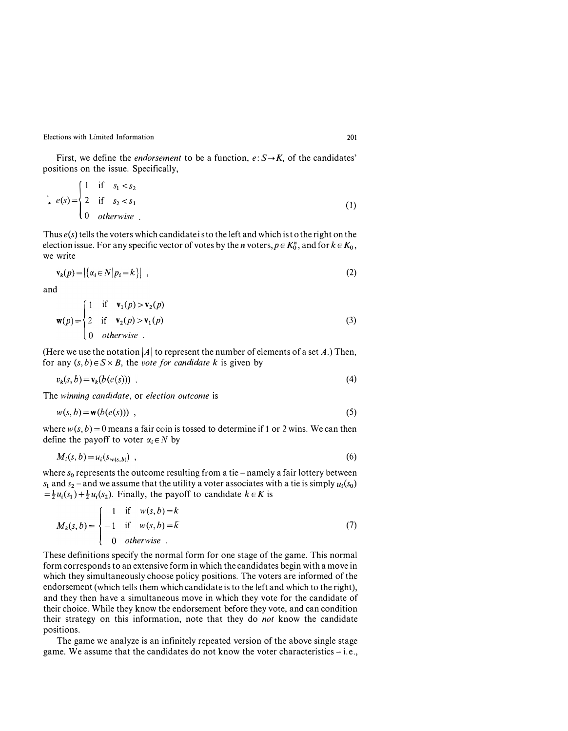First, we define the *endorsement* to be a function, $e: S \to K$, of the candidates' positions on the issue. Specifically,

$$e(s) = \begin{cases} 1 & \text{if} \quad s_1 < s_2 \\ 2 & \text{if} \quad s_2 < s_1 \\ 0 & \textit{otherwise} \ . \end{cases} \tag{1}$$

Thus $e(s)$ tells the voters which candidate is to the left and which is to the right on the election issue. For any specific vector of votes by the $n$ voters, $p \in K_0^n$, and for $k \in K_0$, we write

$$\mathbf{v}_k(p) = |\{\alpha_i \in N | p_i = k\}| \ , \tag{2}$$

and

$$\mathbf{w}(p) = \begin{cases} 1 & \text{if} \quad \mathbf{v}_1(p) > \mathbf{v}_2(p) \\ 2 & \text{if} \quad \mathbf{v}_2(p) > \mathbf{v}_1(p) \\ 0 & \textit{otherwise} \ . \end{cases} \tag{3}$$

(Here we use the notation $|A|$ to represent the number of elements of a set $A$.) Then, for any $(s, b) \in S \times B$, the *vote for candidate* $k$ is given by

$$v_k(s, b) = \mathbf{v}_k(b(e(s))) \ . \tag{4}$$

The *winning candidate*, or *election outcome* is

$$w(s, b) = \mathbf{w}(b(e(s))) \ , \tag{5}$$

where $w(s, b) = 0$ means a fair coin is tossed to determine if 1 or 2 wins. We can then define the payoff to voter $\alpha_i \in N$ by

$$M_i(s, b) = u_i(s_{w(s,b)}) \ , \tag{6}$$

where $s_0$ represents the outcome resulting from a tie – namely a fair lottery between $s_1$ and $s_2$ – and we assume that the utility a voter associates with a tie is simply $u_i(s_0) = \frac{1}{2}u_i(s_1) + \frac{1}{2}u_i(s_2)$. Finally, the payoff to candidate $k \in K$ is

$$M_k(s, b) = \begin{cases} 1 & \text{if} \quad w(s, b) = k \\ -1 & \text{if} \quad w(s, b) = \bar{k} \\ 0 & \textit{otherwise} \ . \end{cases} \tag{7}$$

These definitions specify the normal form for one stage of the game. This normal form corresponds to an extensive form in which the candidates begin with a move in which they simultaneously choose policy positions. The voters are informed of the endorsement (which tells them which candidate is to the left and which to the right), and they then have a simultaneous move in which they vote for the candidate of their choice. While they know the endorsement before they vote, and can condition their strategy on this information, note that they do *not* know the candidate positions.

The game we analyze is an infinitely repeated version of the above single stage game. We assume that the candidates do not know the voter characteristics – i.e.,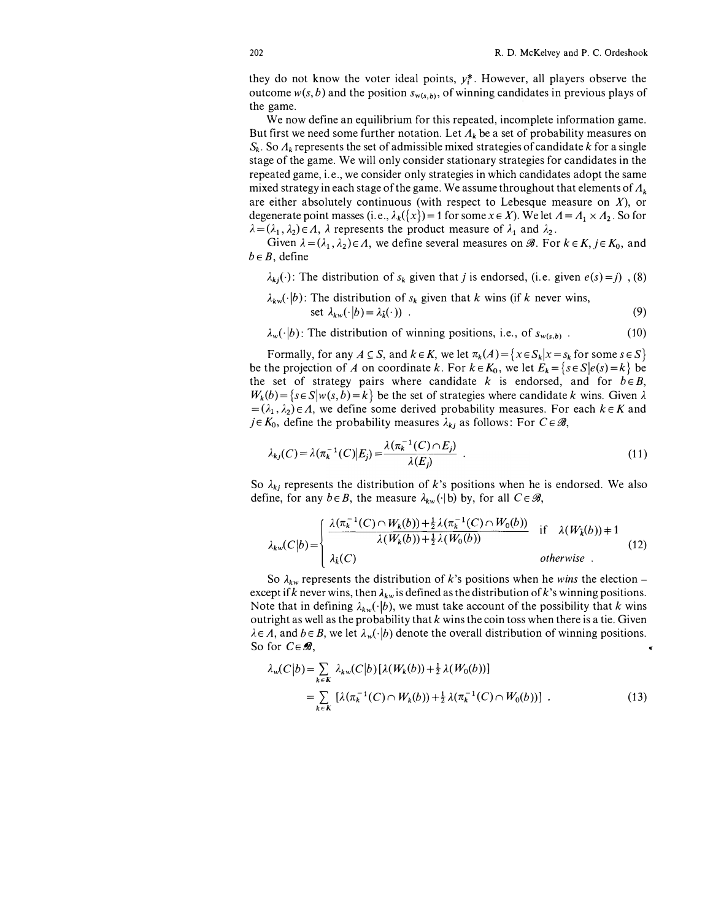they do not know the voter ideal points, $y_i^*$. However, all players observe the outcome $w(s,b)$ and the position $s_{w(s,b)}$, of winning candidates in previous plays of the game.

We now define an equilibrium for this repeated, incomplete information game. But first we need some further notation. Let $\Lambda_k$ be a set of probability measures on $S_k$. So $\Lambda_k$ represents the set of admissible mixed strategies of candidate $k$ for a single stage of the game. We will only consider stationary strategies for candidates in the repeated game, i.e., we consider only strategies in which candidates adopt the same mixed strategy in each stage of the game. We assume throughout that elements of $\Lambda_k$ are either absolutely continuous (with respect to Lebesque measure on $X$), or degenerate point masses (i.e., $\lambda_k(\{x\})=1$ for some $x \in X$). We let $\Lambda = \Lambda_1 \times \Lambda_2$. So for $\lambda = (\lambda_1, \lambda_2) \in \Lambda$, $\lambda$ represents the product measure of $\lambda_1$ and $\lambda_2$.

Given $\lambda = (\lambda_1, \lambda_2) \in \Lambda$, we define several measures on $\mathscr{B}$. For $k \in K$, $j \in K_0$, and $b \in B$, define

$\lambda_{kj}(\cdot)$: The distribution of $s_k$ given that $j$ is endorsed, (i.e. given $e(s)=j$) , (8)

$\lambda_{kw}(\cdot|b)$: The distribution of $s_k$ given that $k$ wins (if $k$ never wins, set $\lambda_{kw}(\cdot|b) = \lambda_{\bar{k}}(\cdot)$) . (9)

$\lambda_w(\cdot|b)$: The distribution of winning positions, i.e., of $s_{w(s,b)}$ . (10)

Formally, for any $A \subseteq S$, and $k \in K$, we let $\pi_k(A) = \{x \in S_k | x = s_k \text{ for some } s \in S\}$ be the projection of $A$ on coordinate $k$. For $k \in K_0$, we let $E_k = \{s \in S | e(s) = k\}$ be the set of strategy pairs where candidate $k$ is endorsed, and for $b \in B$, $W_k(b) = \{s \in S | w(s,b) = k\}$ be the set of strategies where candidate $k$ wins. Given $\lambda = (\lambda_1, \lambda_2) \in \Lambda$, we define some derived probability measures. For each $k \in K$ and $j \in K_0$, define the probability measures $\lambda_{kj}$ as follows: For $C \in \mathscr{B}$,

$$\lambda_{kj}(C) = \lambda(\pi_k^{-1}(C) | E_j) = \frac{\lambda(\pi_k^{-1}(C) \cap E_j)}{\lambda(E_j)} \quad . \tag{11}$$

So $\lambda_{kj}$ represents the distribution of $k$'s positions when he is endorsed. We also define, for any $b \in B$, the measure $\lambda_{kw}(\cdot|b)$ by, for all $C \in \mathscr{B}$,

$$\lambda_{kw}(C|b) = \begin{cases} \dfrac{\lambda(\pi_k^{-1}(C) \cap W_k(b)) + \frac{1}{2}\lambda(\pi_k^{-1}(C) \cap W_0(b))}{\lambda(W_k(b)) + \frac{1}{2}\lambda(W_0(b))} & \text{if } \lambda(W_{\bar{k}}(b)) \neq 1 \\ \lambda_{\bar{k}}(C) & \textit{otherwise} \ . \end{cases} \tag{12}$$

So $\lambda_{kw}$ represents the distribution of $k$'s positions when he *wins* the election – except if $k$ never wins, then $\lambda_{kw}$ is defined as the distribution of $k$'s winning positions. Note that in defining $\lambda_{kw}(\cdot|b)$, we must take account of the possibility that $k$ wins outright as well as the probability that $k$ wins the coin toss when there is a tie. Given $\lambda \in \Lambda$, and $b \in B$, we let $\lambda_w(\cdot|b)$ denote the overall distribution of winning positions. So for $C \in \mathscr{B}$,

$$\begin{aligned} \lambda_w(C|b) &= \sum_{k \in K} \lambda_{kw}(C|b)[\lambda(W_k(b)) + \tfrac{1}{2}\lambda(W_0(b))] \\ &= \sum_{k \in K} [\lambda(\pi_k^{-1}(C) \cap W_k(b)) + \tfrac{1}{2}\lambda(\pi_k^{-1}(C) \cap W_0(b))] \ . \end{aligned} \tag{13}$$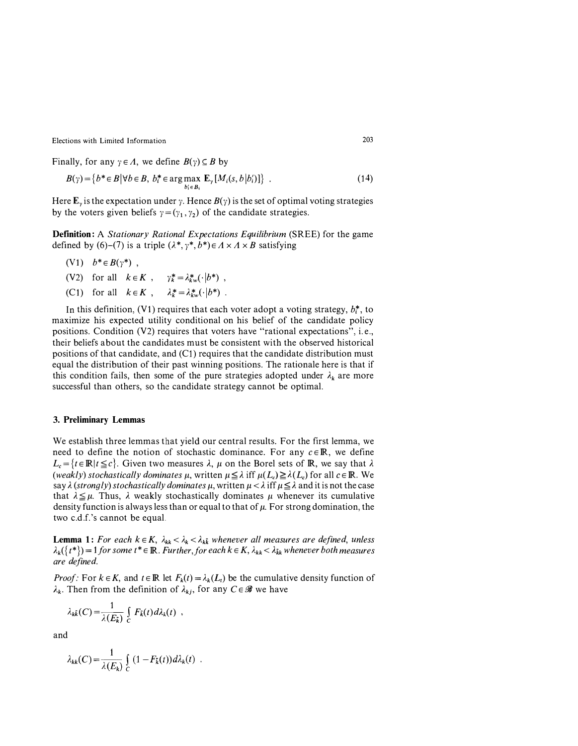Finally, for any $\gamma \in \Lambda$, we define $B(\gamma) \subseteq B$ by

$$B(\gamma) = \{b^* \in B \mid \forall b \in B,\ b_i^* \in \arg\max_{b_i' \in B_i} \mathbf{E}_\gamma [M_i(s, b | b_i')]\} \ . \tag{14}$$

Here $\mathbf{E}_\gamma$ is the expectation under $\gamma$. Hence $B(\gamma)$ is the set of optimal voting strategies by the voters given beliefs $\gamma = (\gamma_1, \gamma_2)$ of the candidate strategies.

**Definition:** A *Stationary Rational Expectations Equilibrium* (SREE) for the game defined by (6)–(7) is a triple $(\lambda^*, \gamma^*, b^*) \in \Lambda \times \Lambda \times B$ satisfying

(V1) $b^* \in B(\gamma^*)$ ,

(V2) for all $k \in K$ , $\gamma_k^* = \lambda_{kw}^*(\cdot | b^*)$ ,

(C1) for all $k \in K$ , $\lambda_k^* = \lambda_{kw}^*(\cdot | b^*)$ .

In this definition, (V1) requires that each voter adopt a voting strategy, $b_i^*$, to maximize his expected utility conditional on his belief of the candidate policy positions. Condition (V2) requires that voters have "rational expectations", i.e., their beliefs about the candidates must be consistent with the observed historical positions of that candidate, and (C1) requires that the candidate distribution must equal the distribution of their past winning positions. The rationale here is that if this condition fails, then some of the pure strategies adopted under $\lambda_k$ are more successful than others, so the candidate strategy cannot be optimal.

## 3. Preliminary Lemmas

We establish three lemmas that yield our central results. For the first lemma, we need to define the notion of stochastic dominance. For any $c \in \mathbb{R}$, we define $L_c = \{t \in \mathbb{R} | t \leqq c\}$. Given two measures $\lambda$, $\mu$ on the Borel sets of $\mathbb{R}$, we say that $\lambda$ *(weakly) stochastically dominates* $\mu$, written $\mu \leqq \lambda$ iff $\mu(L_c) \geqq \lambda(L_c)$ for all $c \in \mathbb{R}$. We say $\lambda$ *(strongly) stochastically dominates* $\mu$, written $\mu < \lambda$ iff $\mu \leqq \lambda$ and it is not the case that $\lambda \leqq \mu$. Thus, $\lambda$ weakly stochastically dominates $\mu$ whenever its cumulative density function is always less than or equal to that of $\mu$. For strong domination, the two c.d.f.'s cannot be equal.

**Lemma 1:** *For each $k \in K$, $\lambda_{kk} < \lambda_k < \lambda_{k\bar{k}}$ whenever all measures are defined, unless $\lambda_k(\{t^*\}) = 1$ for some $t^* \in \mathbb{R}$. Further, for each $k \in K$, $\lambda_{kk} < \lambda_{\bar{k}k}$ whenever both measures are defined.*

*Proof:* For $k \in K$, and $t \in \mathbb{R}$ let $F_k(t) = \lambda_k(L_t)$ be the cumulative density function of $\lambda_k$. Then from the definition of $\lambda_{kj}$, for any $C \in \mathscr{B}$ we have

$$\lambda_{k\bar{k}}(C) = \frac{1}{\lambda(E_{\bar{k}})} \int_C F_{\bar{k}}(t) d\lambda_k(t) \ ,$$

and

$$\lambda_{kk}(C) = \frac{1}{\lambda(E_k)} \int_C (1 - F_{\bar{k}}(t)) d\lambda_k(t) \ .$$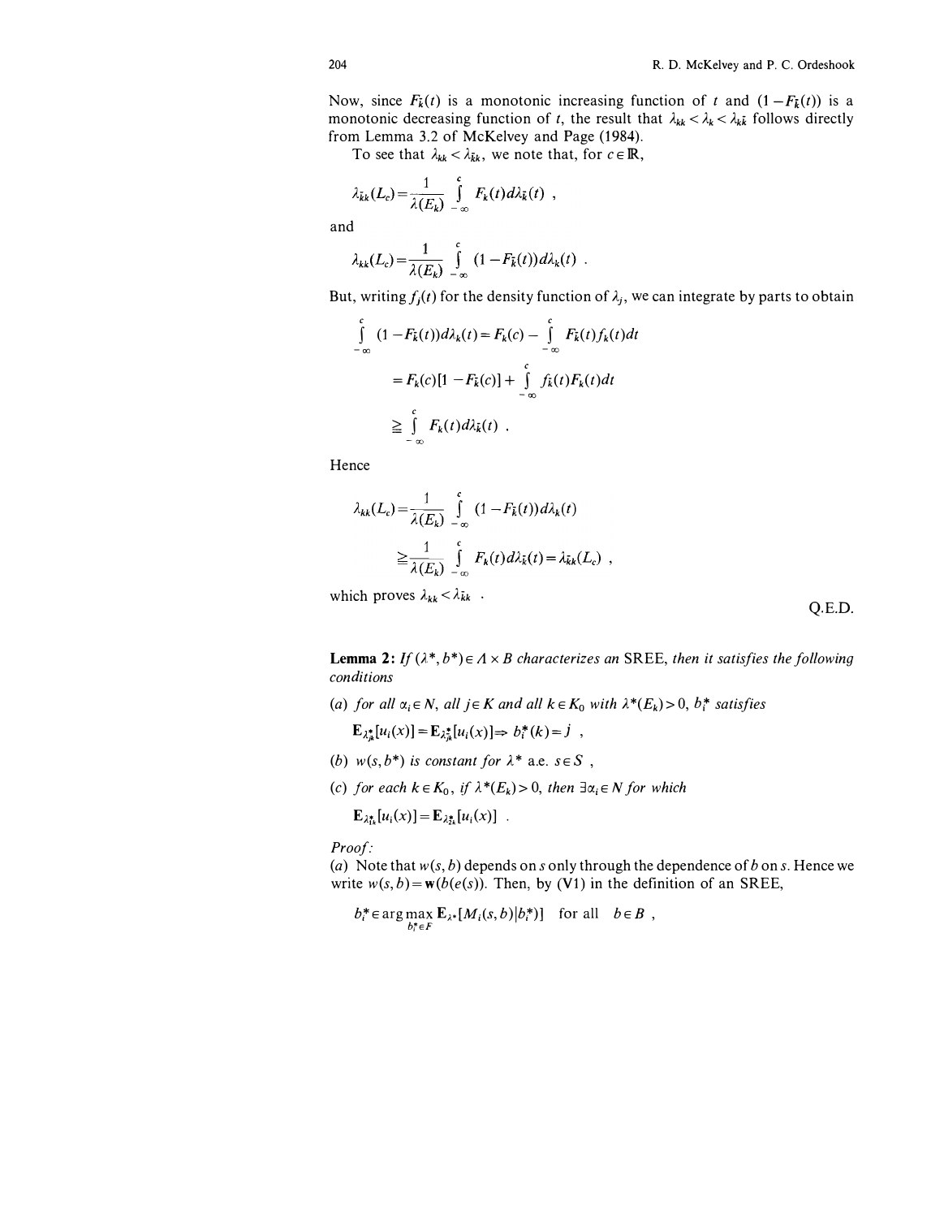Now, since $F_{\bar{k}}(t)$ is a monotonic increasing function of $t$ and $(1-F_{\bar{k}}(t))$ is a monotonic decreasing function of $t$, the result that $\lambda_{kk} < \lambda_k < \lambda_{k\bar{k}}$ follows directly from Lemma 3.2 of McKelvey and Page (1984).

To see that $\lambda_{kk} < \lambda_{\bar{k}k}$, we note that, for $c \in \mathbb{R}$,

$$\lambda_{\bar{k}k}(L_c) = \frac{1}{\lambda(E_k)} \int_{-\infty}^{c} F_k(t)\, d\lambda_{\bar{k}}(t) \ ,$$

and

$$\lambda_{kk}(L_c) = \frac{1}{\lambda(E_k)} \int_{-\infty}^{c} (1 - F_{\bar{k}}(t))\, d\lambda_k(t) \ .$$

But, writing $f_j(t)$ for the density function of $\lambda_j$, we can integrate by parts to obtain

$$\begin{aligned}
\int_{-\infty}^{c} (1 - F_{\bar{k}}(t))\, d\lambda_k(t) &= F_k(c) - \int_{-\infty}^{c} F_{\bar{k}}(t) f_k(t)\, dt \\
&= F_k(c)[1 - F_{\bar{k}}(c)] + \int_{-\infty}^{c} f_{\bar{k}}(t) F_k(t)\, dt \\
&\geqq \int_{-\infty}^{c} F_k(t)\, d\lambda_{\bar{k}}(t) \ .
\end{aligned}$$

Hence

$$\begin{aligned}
\lambda_{kk}(L_c) &= \frac{1}{\lambda(E_k)} \int_{-\infty}^{c} (1 - F_{\bar{k}}(t))\, d\lambda_k(t) \\
&\geqq \frac{1}{\lambda(E_k)} \int_{-\infty}^{c} F_k(t)\, d\lambda_{\bar{k}}(t) = \lambda_{\bar{k}k}(L_c) \ ,
\end{aligned}$$

which proves $\lambda_{kk} < \lambda_{\bar{k}k}$ .

Q.E.D.

**Lemma 2:** *If $(\lambda^*, b^*) \in \Lambda \times B$ characterizes an* SREE, *then it satisfies the following conditions*

(*a*) *for all $\alpha_i \in N$, all $j \in K$ and all $k \in K_0$ with $\lambda^*(E_k) > 0$, $b_i^*$ satisfies*

$$\mathbf{E}_{\lambda^*_{jk}}[u_i(x)] = \mathbf{E}_{\lambda^*_{\bar{j}k}}[u_i(x)] \Rightarrow b_i^*(k) = j \ ,$$

(*b*) *$w(s, b^*)$ is constant for $\lambda^*$ a.e. $s \in S$ ,*

(*c*) *for each $k \in K_0$, if $\lambda^*(E_k) > 0$, then $\exists \alpha_i \in N$ for which*

$$\mathbf{E}_{\lambda^*_{\bar{k}k}}[u_i(x)] = \mathbf{E}_{\lambda^*_{\bar{k}k}}[u_i(x)] \ .$$

*Proof:*

(*a*) Note that $w(s, b)$ depends on $s$ only through the dependence of $b$ on $s$. Hence we write $w(s, b) = \mathbf{w}(b(e(s)))$. Then, by (V1) in the definition of an SREE,

$$b_i^* \in \arg\max_{b_i^* \in F} \mathbf{E}_{\lambda^*}[M_i(s, b) | b_i^*)] \quad \text{for all} \quad b \in B \ ,$$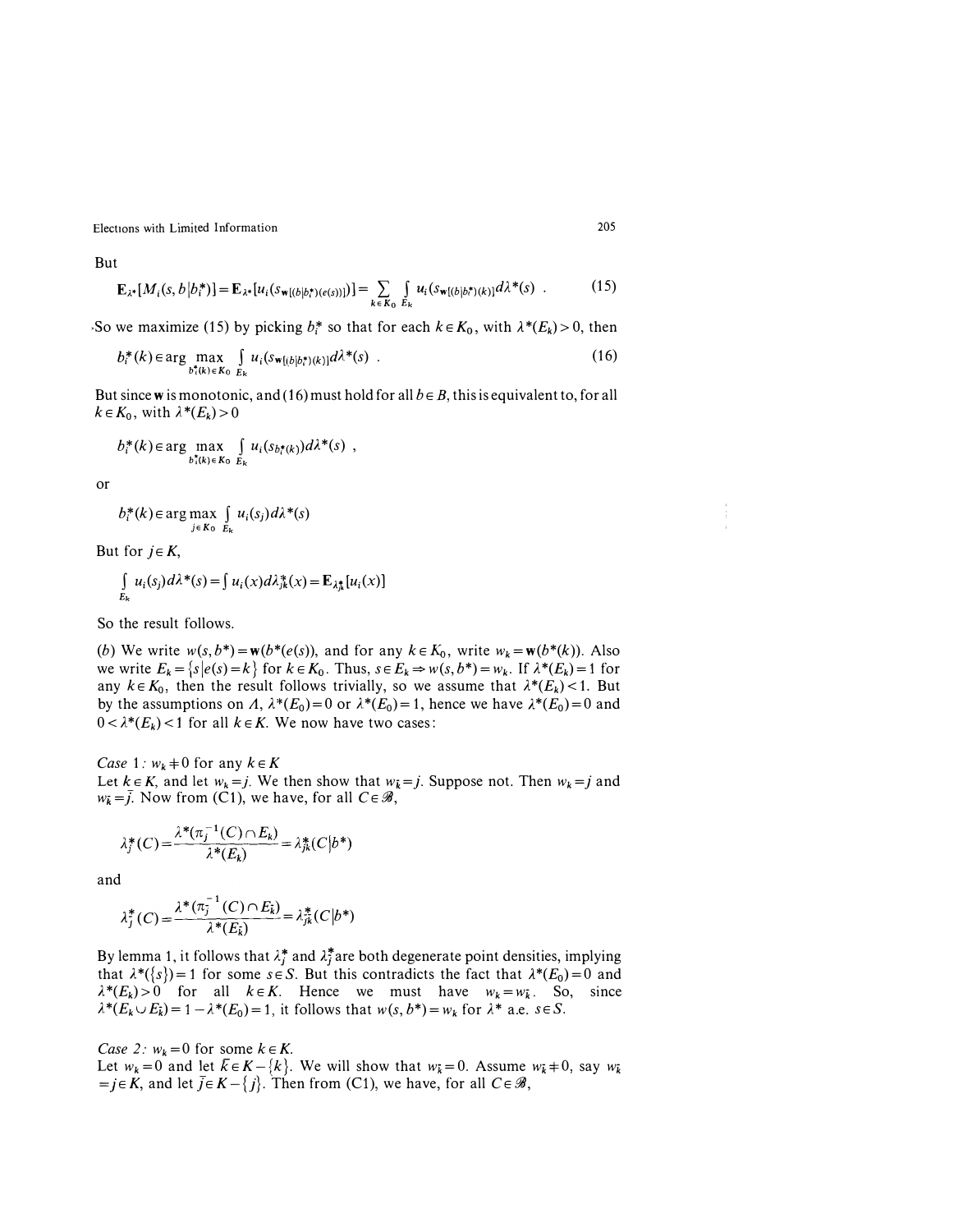But

$$\mathbf{E}_{\lambda^*}[M_i(s, b|b_i^*)] = \mathbf{E}_{\lambda^*}[u_i(s_{\mathbf{w}[(b|b_i^*)(e(s))]})] = \sum_{k \in K_0} \int_{E_k} u_i(s_{\mathbf{w}[(b|b_i^*)(k)]}) d\lambda^*(s) \quad . \tag{15}$$

So we maximize (15) by picking $b_i^*$ so that for each $k \in K_0$, with $\lambda^*(E_k) > 0$, then

$$b_i^*(k) \in \arg \max_{b_i^*(k) \in K_0} \int_{E_k} u_i(s_{\mathbf{w}[(b|b_i^*)(k)]}) d\lambda^*(s) \quad . \tag{16}$$

But since $\mathbf{w}$ is monotonic, and (16) must hold for all $b \in B$, this is equivalent to, for all $k \in K_0$, with $\lambda^*(E_k) > 0$

$$b_i^*(k) \in \arg \max_{b_i^*(k) \in K_0} \int_{E_k} u_i(s_{b_i^*(k)}) d\lambda^*(s) \ ,$$

or

$$b_i^*(k) \in \arg \max_{j \in K_0} \int_{E_k} u_i(s_j) d\lambda^*(s)$$

But for $j \in K$,

$$\int_{E_k} u_i(s_j) d\lambda^*(s) = \int u_i(x) d\lambda_{jk}^*(x) = \mathbf{E}_{\lambda_{jk}^*}[u_i(x)]$$

So the result follows.

(*b*) We write $w(s, b^*) = \mathbf{w}(b^*(e(s)))$, and for any $k \in K_0$, write $w_k = \mathbf{w}(b^*(k))$. Also we write $E_k = \{s | e(s) = k\}$ for $k \in K_0$. Thus, $s \in E_k \Rightarrow w(s, b^*) = w_k$. If $\lambda^*(E_k) = 1$ for any $k \in K_0$, then the result follows trivially, so we assume that $\lambda^*(E_k) < 1$. But by the assumptions on $\Lambda$, $\lambda^*(E_0) = 0$ or $\lambda^*(E_0) = 1$, hence we have $\lambda^*(E_0) = 0$ and $0 < \lambda^*(E_k) < 1$ for all $k \in K$. We now have two cases:

*Case 1: $w_k \neq 0$ for any $k \in K$*

Let $k \in K$, and let $w_k = j$. We then show that $w_{\bar{k}} = j$. Suppose not. Then $w_k = j$ and $w_{\bar{k}} = \bar{j}$. Now from (C1), we have, for all $C \in \mathscr{B}$,

$$\lambda_j^*(C) = \frac{\lambda^*(\pi_j^{-1}(C) \cap E_k)}{\lambda^*(E_k)} = \lambda_{jk}^*(C|b^*)$$

and

$$\lambda_{\bar{j}}^*(C) = \frac{\lambda^*(\pi_{\bar{j}}^{-1}(C) \cap E_{\bar{k}})}{\lambda^*(E_{\bar{k}})} = \lambda_{\bar{j}\bar{k}}^*(C|b^*)$$

By lemma 1, it follows that $\lambda_j^*$ and $\lambda_{\bar{j}}^*$ are both degenerate point densities, implying that $\lambda^*(\{s\}) = 1$ for some $s \in S$. But this contradicts the fact that $\lambda^*(E_0) = 0$ and $\lambda^*(E_k) > 0$ for all $k \in K$. Hence we must have $w_k = w_{\bar{k}}$. So, since $\lambda^*(E_k \cup E_{\bar{k}}) = 1 - \lambda^*(E_0) = 1$, it follows that $w(s, b^*) = w_k$ for $\lambda^*$ a.e. $s \in S$.

*Case 2: $w_k = 0$ for some $k \in K$.*

Let $w_k = 0$ and let $\bar{k} \in K - \{k\}$. We will show that $w_{\bar{k}} = 0$. Assume $w_{\bar{k}} \neq 0$, say $w_{\bar{k}} = j \in K$, and let $\bar{j} \in K - \{j\}$. Then from (C1), we have, for all $C \in \mathscr{B}$,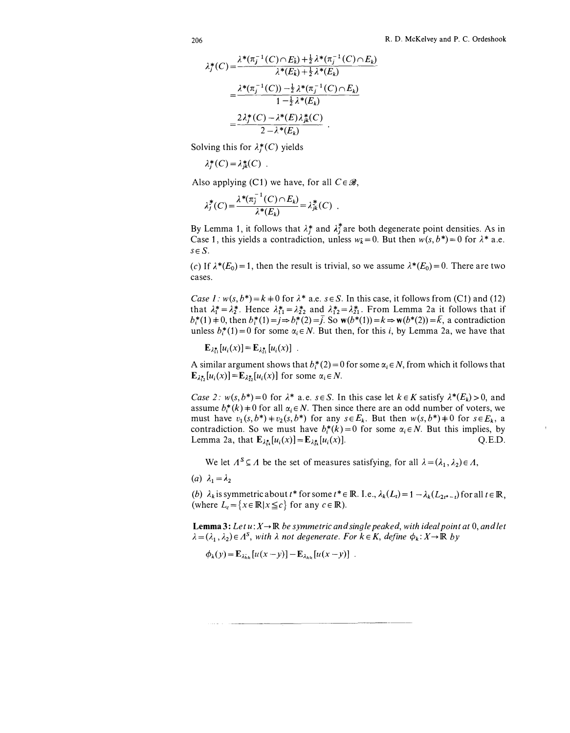$$\lambda_j^*(C) = \frac{\lambda^*(\pi_j^{-1}(C) \cap E_{\bar{k}}) + \frac{1}{2}\lambda^*(\pi_j^{-1}(C) \cap E_k)}{\lambda^*(E_{\bar{k}}) + \frac{1}{2}\lambda^*(E_k)}$$

$$= \frac{\lambda^*(\pi_j^{-1}(C)) - \frac{1}{2}\lambda^*(\pi_j^{-1}(C) \cap E_k)}{1 - \frac{1}{2}\lambda^*(E_k)}$$

$$= \frac{2\lambda_j^*(C) - \lambda^*(E)\lambda_{jk}^*(C)}{2 - \lambda^*(E_k)} .$$

Solving this for $\lambda_j^*(C)$ yields

$$\lambda_j^*(C) = \lambda_{jk}^*(C) .$$

Also applying (C1) we have, for all $C \in \mathscr{B}$,

$$\lambda_{\bar{j}}^*(C) = \frac{\lambda^*(\pi_{\bar{j}}^{-1}(C) \cap E_k)}{\lambda^*(E_k)} = \lambda_{\bar{j}k}^*(C) .$$

By Lemma 1, it follows that $\lambda_j^*$ and $\lambda_{\bar{j}}^*$ are both degenerate point densities. As in Case 1, this yields a contradiction, unless $w_{\bar{k}} = 0$. But then $w(s, b^*) = 0$ for $\lambda^*$ a.e. $s \in S$.

(*c*) If $\lambda^*(E_0) = 1$, then the result is trivial, so we assume $\lambda^*(E_0) = 0$. There are two cases.

*Case 1:* $w(s, b^*) = k \neq 0$ for $\lambda^*$ a.e. $s \in S$. In this case, it follows from (C1) and (12) that $\lambda_1^* = \lambda_2^*$. Hence $\lambda_{11}^* = \lambda_{22}^*$ and $\lambda_{12}^* = \lambda_{21}^*$. From Lemma 2a it follows that if $b_i^*(1) \neq 0$, then $b_i^*(1) = j \Rightarrow b_i^*(2) = \bar{j}$. So $\mathbf{w}(b^*(1)) = k \Rightarrow \mathbf{w}(b^*(2)) = \bar{k}$, a contradiction unless $b_i^*(1) = 0$ for some $\alpha_i \in N$. But then, for this $i$, by Lemma 2a, we have that

$$\mathbf{E}_{\lambda_{11}^*}[u_i(x)] = \mathbf{E}_{\lambda_{21}^*}[u_i(x)] .$$

A similar argument shows that $b_i^*(2) = 0$ for some $\alpha_i \in N$, from which it follows that $\mathbf{E}_{\lambda_{12}^*}[u_i(x)] = \mathbf{E}_{\lambda_{22}^*}[u_i(x)]$ for some $\alpha_i \in N$.

*Case 2:* $w(s, b^*) = 0$ for $\lambda^*$ a.e. $s \in S$. In this case let $k \in K$ satisfy $\lambda^*(E_k) > 0$, and assume $b_i^*(k) \neq 0$ for all $\alpha_i \in N$. Then since there are an odd number of voters, we must have $v_1(s, b^*) \neq v_2(s, b^*)$ for any $s \in E_k$. But then $w(s, b^*) \neq 0$ for $s \in E_k$, a contradiction. So we must have $b_i^*(k) = 0$ for some $\alpha_i \in N$. But this implies, by Lemma 2a, that $\mathbf{E}_{\lambda_{1k}^*}[u_i(x)] = \mathbf{E}_{\lambda_{2k}^*}[u_i(x)]$. Q.E.D.

We let $\Lambda^S \subseteq \Lambda$ be the set of measures satisfying, for all $\lambda = (\lambda_1, \lambda_2) \in \Lambda$,

(*a*) $\lambda_1 = \lambda_2$

(*b*) $\lambda_k$ is symmetric about $t^*$ for some $t^* \in \mathbb{R}$. I.e., $\lambda_k(L_t) = 1 - \lambda_k(L_{2t^*-t})$ for all $t \in \mathbb{R}$, (where $L_c = \{x \in \mathbb{R} | x \leqq c\}$ for any $c \in \mathbb{R}$).

**Lemma 3:** *Let $u: X \to \mathbb{R}$ be symmetric and single peaked, with ideal point at 0, and let $\lambda = (\lambda_1, \lambda_2) \in \Lambda^S$, with $\lambda$ not degenerate. For $k \in K$, define $\phi_k: X \to \mathbb{R}$ by*

$$\phi_k(y) = \mathbf{E}_{\lambda_{\bar{k}k}}[u(x - y)] - \mathbf{E}_{\lambda_{kk}}[u(x - y)] .$$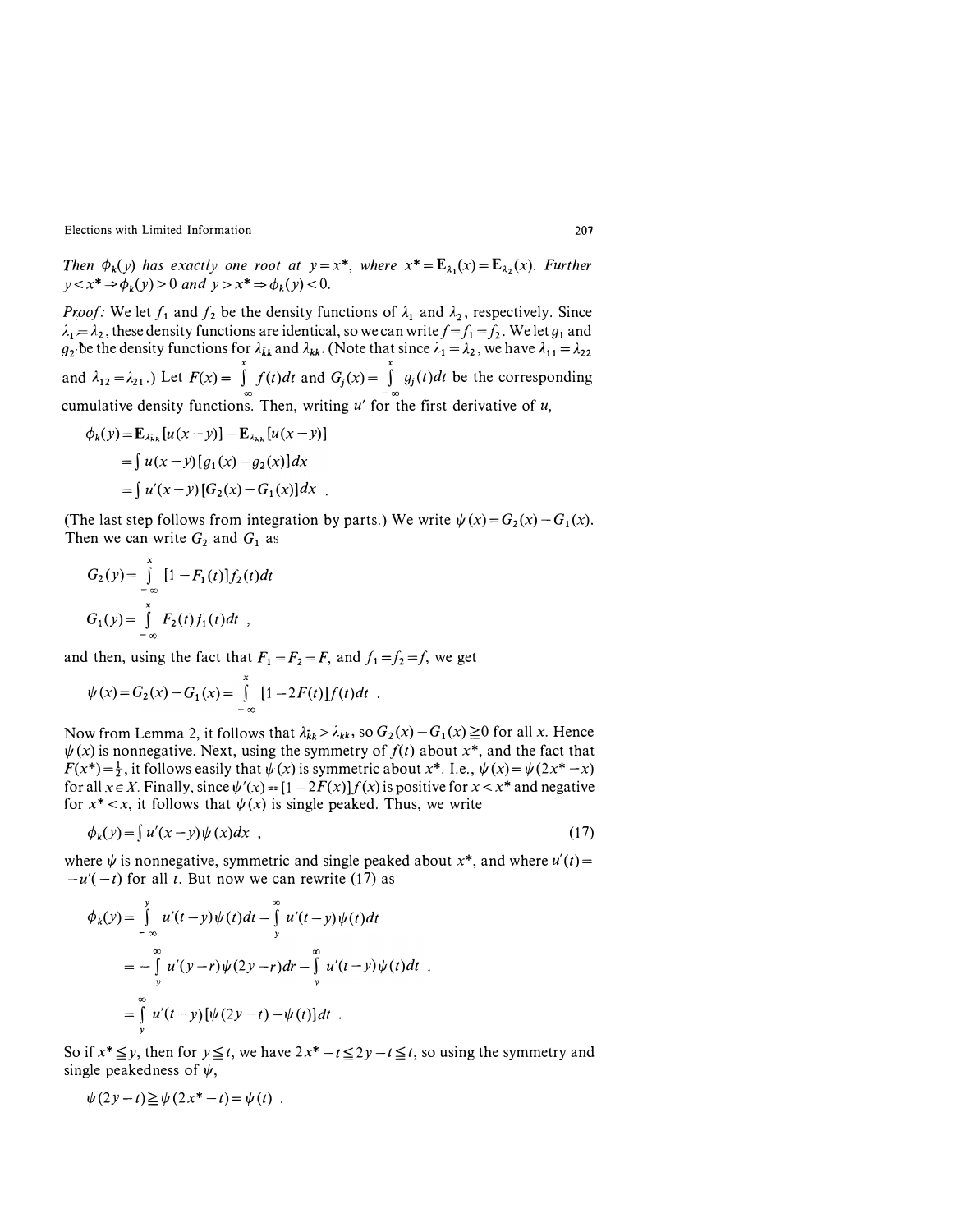*Then* $\phi_k(y)$ *has exactly one root at* $y = x^*$, *where* $x^* = \mathbf{E}_{\lambda_1}(x) = \mathbf{E}_{\lambda_2}(x)$. *Further* $y < x^* \Rightarrow \phi_k(y) > 0$ *and* $y > x^* \Rightarrow \phi_k(y) < 0$.

*Proof:* We let $f_1$ and $f_2$ be the density functions of $\lambda_1$ and $\lambda_2$, respectively. Since $\lambda_1 = \lambda_2$, these density functions are identical, so we can write $f = f_1 = f_2$. We let $g_1$ and $g_2$ be the density functions for $\lambda_{\bar{k}k}$ and $\lambda_{kk}$. (Note that since $\lambda_1 = \lambda_2$, we have $\lambda_{11} = \lambda_{22}$ and $\lambda_{12} = \lambda_{21}$.) Let $F(x) = \int_{-\infty}^{x} f(t)dt$ and $G_j(x) = \int_{-\infty}^{x} g_j(t)dt$ be the corresponding cumulative density functions. Then, writing $u'$ for the first derivative of $u$,

$$\begin{aligned}
\phi_k(y) &= \mathbf{E}_{\lambda_{\bar{k}k}}[u(x-y)] - \mathbf{E}_{\lambda_{kk}}[u(x-y)] \\
&= \int u(x-y)[g_1(x) - g_2(x)]dx \\
&= \int u'(x-y)[G_2(x) - G_1(x)]dx \ .
\end{aligned}$$

(The last step follows from integration by parts.) We write $\psi(x) = G_2(x) - G_1(x)$. Then we can write $G_2$ and $G_1$ as

$$G_2(y) = \int_{-\infty}^{x} [1 - F_1(t)] f_2(t) dt$$

$$G_1(y) = \int_{-\infty}^{x} F_2(t) f_1(t) dt \ ,$$

and then, using the fact that $F_1 = F_2 = F$, and $f_1 = f_2 = f$, we get

$$\psi(x) = G_2(x) - G_1(x) = \int_{-\infty}^{x} [1 - 2F(t)] f(t) dt \ .$$

Now from Lemma 2, it follows that $\lambda_{\bar{k}k} > \lambda_{kk}$, so $G_2(x) - G_1(x) \geqq 0$ for all $x$. Hence $\psi(x)$ is nonnegative. Next, using the symmetry of $f(t)$ about $x^*$, and the fact that $F(x^*) = \frac{1}{2}$, it follows easily that $\psi(x)$ is symmetric about $x^*$. I.e., $\psi(x) = \psi(2x^* - x)$ for all $x \in X$. Finally, since $\psi'(x) = [1 - 2F(x)] f(x)$ is positive for $x < x^*$ and negative for $x^* < x$, it follows that $\psi(x)$ is single peaked. Thus, we write

$$\phi_k(y) = \int u'(x-y)\psi(x)dx \ , \tag{17}$$

where $\psi$ is nonnegative, symmetric and single peaked about $x^*$, and where $u'(t) = -u'(-t)$ for all $t$. But now we can rewrite (17) as

$$\begin{aligned}
\phi_k(y) &= \int_{-\infty}^{y} u'(t-y)\psi(t)dt - \int_{y}^{\infty} u'(t-y)\psi(t)dt \\
&= -\int_{y}^{\infty} u'(y-r)\psi(2y-r)dr - \int_{y}^{\infty} u'(t-y)\psi(t)dt \ . \\
&= \int_{y}^{\infty} u'(t-y)[\psi(2y-t) - \psi(t)]dt \ .
\end{aligned}$$

So if $x^* \leqq y$, then for $y \leqq t$, we have $2x^* - t \leqq 2y - t \leqq t$, so using the symmetry and single peakedness of $\psi$,

$$\psi(2y-t) \geqq \psi(2x^* - t) = \psi(t) \ .$$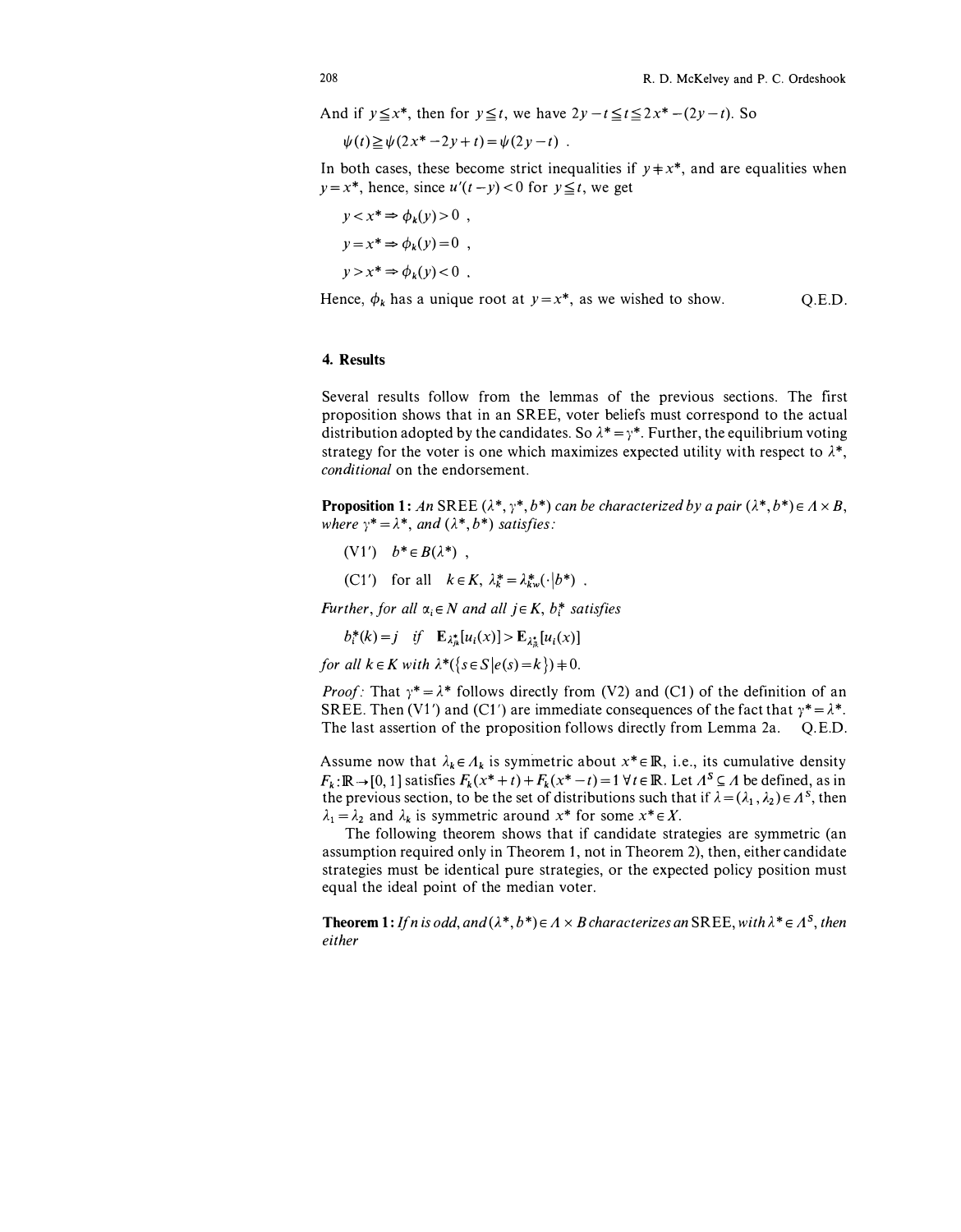And if $y \leqq x^*$, then for $y \leqq t$, we have $2y - t \leqq t \leqq 2x^* - (2y - t)$. So

$$\psi(t) \geqq \psi(2x^* - 2y + t) = \psi(2y - t) \ .$$

In both cases, these become strict inequalities if $y \neq x^*$, and are equalities when $y = x^*$, hence, since $u'(t - y) < 0$ for $y \leqq t$, we get

$$y < x^* \Rightarrow \phi_k(y) > 0 \ ,$$

$$y = x^* \Rightarrow \phi_k(y) = 0 \ ,$$

$$y > x^* \Rightarrow \phi_k(y) < 0 \ .$$

Hence, $\phi_k$ has a unique root at $y = x^*$, as we wished to show. Q.E.D.

## 4. Results

Several results follow from the lemmas of the previous sections. The first proposition shows that in an SREE, voter beliefs must correspond to the actual distribution adopted by the candidates. So $\lambda^* = \gamma^*$. Further, the equilibrium voting strategy for the voter is one which maximizes expected utility with respect to $\lambda^*$, *conditional* on the endorsement.

**Proposition 1:** *An* SREE $(\lambda^*, \gamma^*, b^*)$ *can be characterized by a pair* $(\lambda^*, b^*) \in \Lambda \times B$, *where* $\gamma^* = \lambda^*$, *and* $(\lambda^*, b^*)$ *satisfies:*

(V1′) $b^* \in B(\lambda^*)$ ,

(C1′) for all $k \in K$, $\lambda_k^* = \lambda_{kw}^*(\cdot \mid b^*)$ .

*Further, for all* $\alpha_i \in N$ *and all* $j \in K$, $b_i^*$ *satisfies*

$$b_i^*(k) = j \quad \text{if} \quad \mathbf{E}_{\lambda_{jk}^*}[u_i(x)] > \mathbf{E}_{\lambda_{\bar{j}k}^*}[u_i(x)]$$

*for all* $k \in K$ *with* $\lambda^*(\{s \in S \mid e(s) = k\}) \neq 0$.

*Proof:* That $\gamma^* = \lambda^*$ follows directly from (V2) and (C1) of the definition of an SREE. Then (V1′) and (C1′) are immediate consequences of the fact that $\gamma^* = \lambda^*$. The last assertion of the proposition follows directly from Lemma 2a. Q.E.D.

Assume now that $\lambda_k \in \Lambda_k$ is symmetric about $x^* \in \mathbb{R}$, i.e., its cumulative density $F_k : \mathbb{R} \to [0, 1]$ satisfies $F_k(x^* + t) + F_k(x^* - t) = 1 \ \forall t \in \mathbb{R}$. Let $\Lambda^S \subseteq \Lambda$ be defined, as in the previous section, to be the set of distributions such that if $\lambda = (\lambda_1, \lambda_2) \in \Lambda^S$, then $\lambda_1 = \lambda_2$ and $\lambda_k$ is symmetric around $x^*$ for some $x^* \in X$.

The following theorem shows that if candidate strategies are symmetric (an assumption required only in Theorem 1, not in Theorem 2), then, either candidate strategies must be identical pure strategies, or the expected policy position must equal the ideal point of the median voter.

**Theorem 1:** *If n is odd, and* $(\lambda^*, b^*) \in \Lambda \times B$ *characterizes an* SREE, *with* $\lambda^* \in \Lambda^S$, *then either*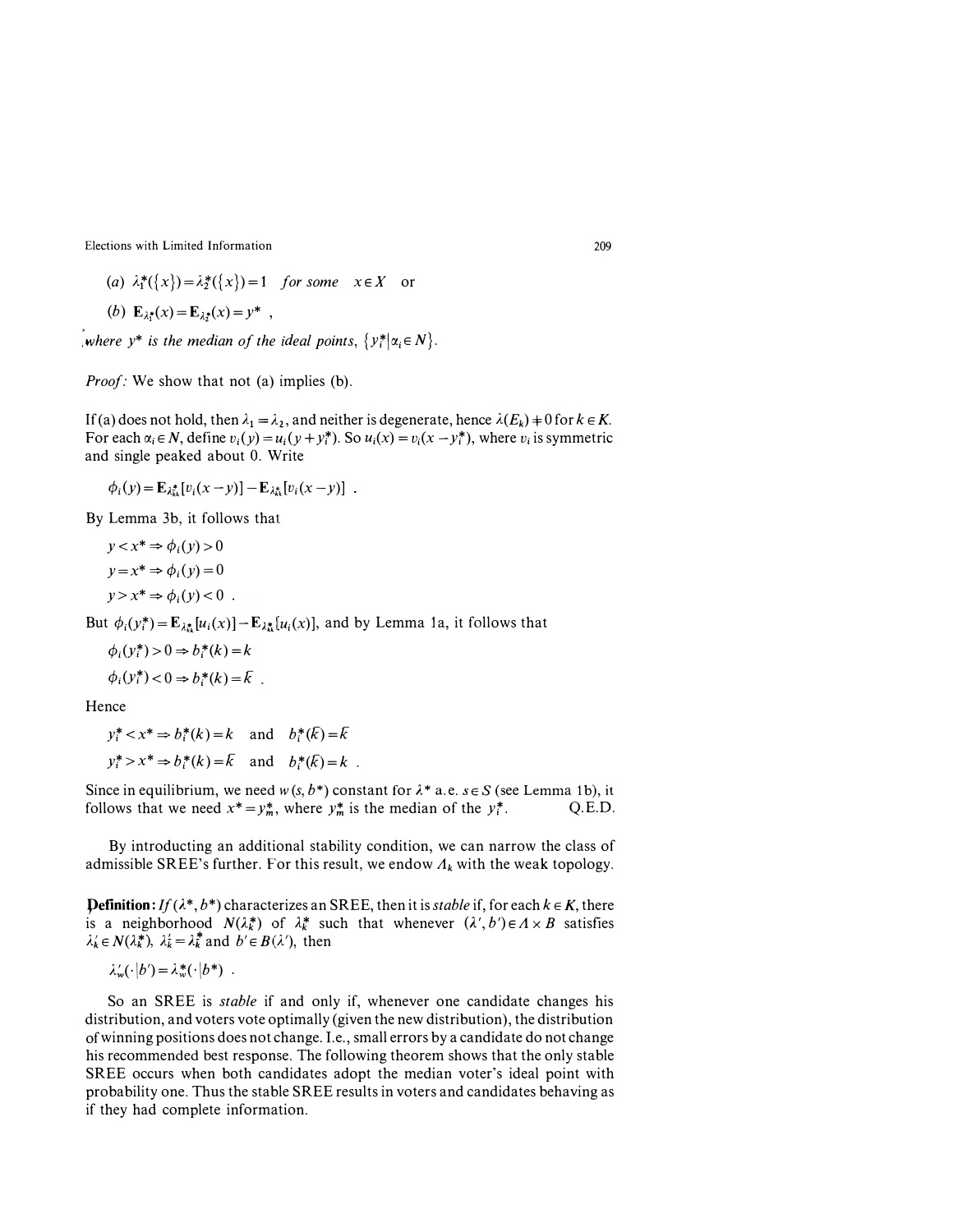(a) $\lambda_1^*(\{x\}) = \lambda_2^*(\{x\}) = 1$ *for some* $x \in X$ or

(b) $\mathbf{E}_{\lambda_1^*}(x) = \mathbf{E}_{\lambda_2^*}(x) = y^*$ ,

*where* $y^*$ *is the median of the ideal points,* $\{y_i^* | \alpha_i \in N\}$.

*Proof:* We show that not (a) implies (b).

If (a) does not hold, then $\lambda_1 = \lambda_2$, and neither is degenerate, hence $\lambda(E_k) \neq 0$ for $k \in K$. For each $\alpha_i \in N$, define $v_i(y) = u_i(y + y_i^*)$. So $u_i(x) = v_i(x - y_i^*)$, where $v_i$ is symmetric and single peaked about 0. Write

$$\phi_i(y) = \mathbf{E}_{\lambda_{kk}^*}[v_i(x - y)] - \mathbf{E}_{\lambda_{\bar{k}k}^*}[v_i(x - y)] \ .$$

By Lemma 3b, it follows that

$$y < x^* \Rightarrow \phi_i(y) > 0$$

$$y = x^* \Rightarrow \phi_i(y) = 0$$

$$y > x^* \Rightarrow \phi_i(y) < 0 \ .$$

But $\phi_i(y_i^*) = \mathbf{E}_{\lambda_{kk}^*}[u_i(x)] - \mathbf{E}_{\lambda_{\bar{k}k}^*}[u_i(x)]$, and by Lemma 1a, it follows that

$$\phi_i(y_i^*) > 0 \Rightarrow b_i^*(k) = k$$

$$\phi_i(y_i^*) < 0 \Rightarrow b_i^*(k) = \bar{k} \ .$$

Hence

$$y_i^* < x^* \Rightarrow b_i^*(k) = k \quad \text{and} \quad b_i^*(\bar{k}) = \bar{k}$$

$$y_i^* > x^* \Rightarrow b_i^*(k) = \bar{k} \quad \text{and} \quad b_i^*(\bar{k}) = k \ .$$

Since in equilibrium, we need $w(s, b^*)$ constant for $\lambda^*$ a.e. $s \in S$ (see Lemma 1b), it follows that we need $x^* = y_m^*$, where $y_m^*$ is the median of the $y_i^*$. Q.E.D.

By introducting an additional stability condition, we can narrow the class of admissible SREE's further. For this result, we endow $\Lambda_k$ with the weak topology.

**Definition:** *If* $(\lambda^*, b^*)$ characterizes an SREE, then it is *stable* if, for each $k \in K$, there is a neighborhood $N(\lambda_k^*)$ of $\lambda_k^*$ such that whenever $(\lambda', b') \in \Lambda \times B$ satisfies $\lambda_k' \in N(\lambda_k^*)$, $\lambda_{\bar{k}}' = \lambda_{\bar{k}}^*$ and $b' \in B(\lambda')$, then

$$\lambda_w'(\cdot | b') = \lambda_w^*(\cdot | b^*) \ .$$

So an SREE is *stable* if and only if, whenever one candidate changes his distribution, and voters vote optimally (given the new distribution), the distribution of winning positions does not change. I.e., small errors by a candidate do not change his recommended best response. The following theorem shows that the only stable SREE occurs when both candidates adopt the median voter's ideal point with probability one. Thus the stable SREE results in voters and candidates behaving as if they had complete information.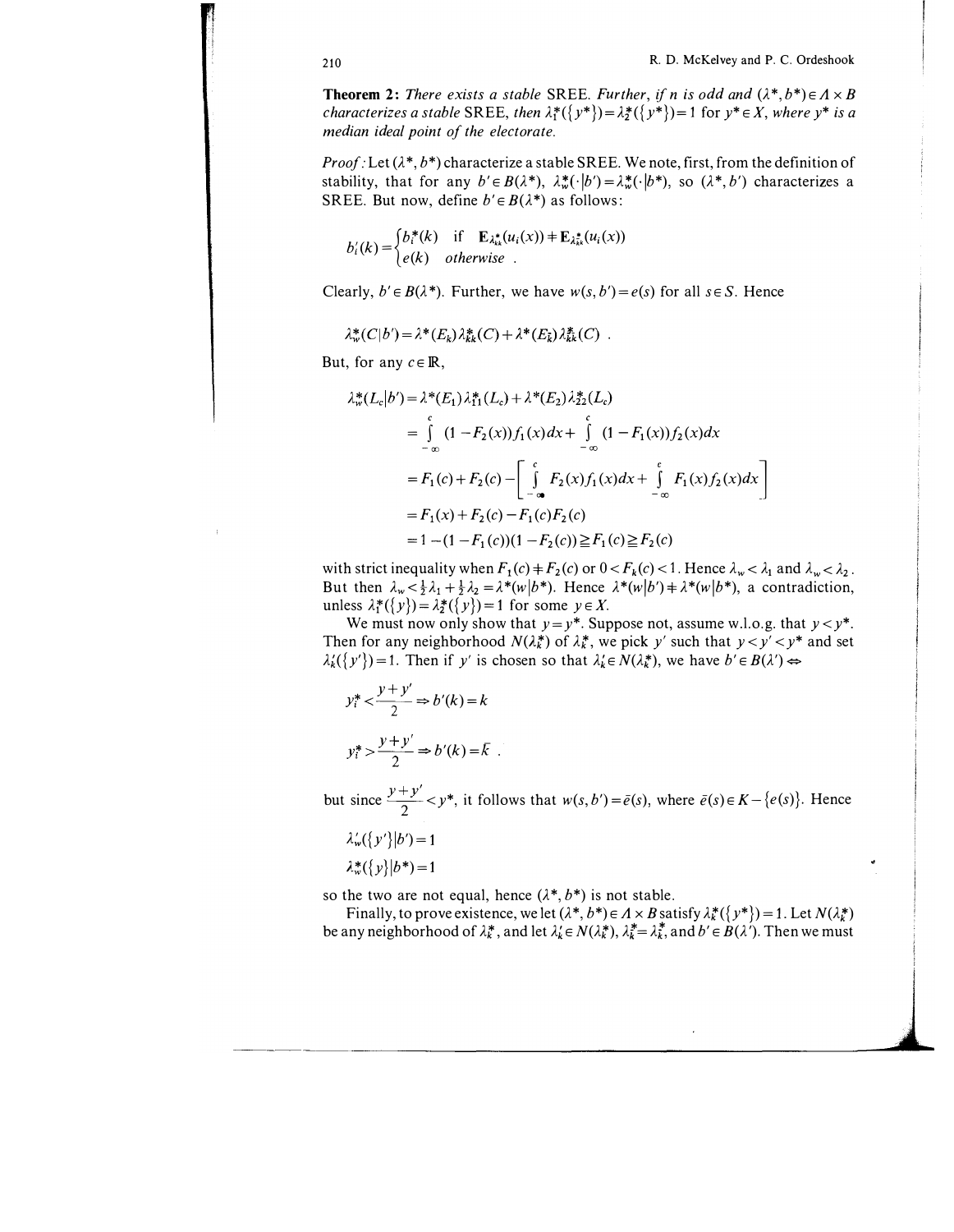**Theorem 2:** *There exists a stable* SREE. *Further, if $n$ is odd and $(\lambda^*, b^*) \in \Lambda \times B$ characterizes a stable* SREE, *then $\lambda_1^*(\{y^*\}) = \lambda_2^*(\{y^*\}) = 1$ for $y^* \in X$, where $y^*$ is a median ideal point of the electorate.*

*Proof:* Let $(\lambda^*, b^*)$ characterize a stable SREE. We note, first, from the definition of stability, that for any $b' \in B(\lambda^*)$, $\lambda_w^*(\cdot|b') = \lambda_w^*(\cdot|b^*)$, so $(\lambda^*, b')$ characterizes a SREE. But now, define $b' \in B(\lambda^*)$ as follows:

$$b_i'(k) = \begin{cases} b_i^*(k) & \text{if } \mathbf{E}_{\lambda_{kk}^*}(u_i(x)) \neq \mathbf{E}_{\lambda_{\bar{k}\bar{k}}^*}(u_i(x)) \\ e(k) & \textit{otherwise} . \end{cases}$$

Clearly, $b' \in B(\lambda^*)$. Further, we have $w(s, b') = e(s)$ for all $s \in S$. Hence

$$\lambda_w^*(C|b') = \lambda^*(E_k)\lambda_{kk}^*(C) + \lambda^*(E_{\bar{k}})\lambda_{\bar{k}\bar{k}}^*(C) .$$

But, for any $c \in \mathbb{R}$,

$$\begin{aligned}
\lambda_w^*(L_c|b') &= \lambda^*(E_1)\lambda_{11}^*(L_c) + \lambda^*(E_2)\lambda_{22}^*(L_c) \\
&= \int_{-\infty}^{c} (1 - F_2(x))f_1(x)dx + \int_{-\infty}^{c} (1 - F_1(x))f_2(x)dx \\
&= F_1(c) + F_2(c) - \left[ \int_{-\infty}^{c} F_2(x)f_1(x)dx + \int_{-\infty}^{c} F_1(x)f_2(x)dx \right] \\
&= F_1(x) + F_2(c) - F_1(c)F_2(c) \\
&= 1 - (1 - F_1(c))(1 - F_2(c)) \geqq F_1(c) \geqq F_2(c)
\end{aligned}$$

with strict inequality when $F_1(c) \neq F_2(c)$ or $0 < F_k(c) < 1$. Hence $\lambda_w < \lambda_1$ and $\lambda_w < \lambda_2$. But then $\lambda_w < \frac{1}{2}\lambda_1 + \frac{1}{2}\lambda_2 = \lambda^*(w|b^*)$. Hence $\lambda^*(w|b') \neq \lambda^*(w|b^*)$, a contradiction, unless $\lambda_1^*(\{y\}) = \lambda_2^*(\{y\}) = 1$ for some $y \in X$.

We must now only show that $y = y^*$. Suppose not, assume w.l.o.g. that $y < y^*$. Then for any neighborhood $N(\lambda_k^*)$ of $\lambda_k^*$, we pick $y'$ such that $y < y' < y^*$ and set $\lambda_k'(\{y'\}) = 1$. Then if $y'$ is chosen so that $\lambda_k' \in N(\lambda_k^*)$, we have $b' \in B(\lambda') \Leftrightarrow$

$$y_i^* < \frac{y + y'}{2} \Rightarrow b'(k) = k$$

$$y_i^* > \frac{y + y'}{2} \Rightarrow b'(k) = \bar{k} .$$

but since $\frac{y+y'}{2} < y^*$, it follows that $w(s, b') = \bar{e}(s)$, where $\bar{e}(s) \in K - \{e(s)\}$. Hence

$$\lambda_w'(\{y'\}|b') = 1$$

$$\lambda_w^*(\{y\}|b^*) = 1$$

so the two are not equal, hence $(\lambda^*, b^*)$ is not stable.

Finally, to prove existence, we let $(\lambda^*, b^*) \in \Lambda \times B$ satisfy $\lambda_k^*(\{y^*\}) = 1$. Let $N(\lambda_k^*)$ be any neighborhood of $\lambda_k^*$, and let $\lambda_k' \in N(\lambda_k^*)$, $\lambda_{\bar{k}}^* = \lambda_{\bar{k}}^*$, and $b' \in B(\lambda')$. Then we must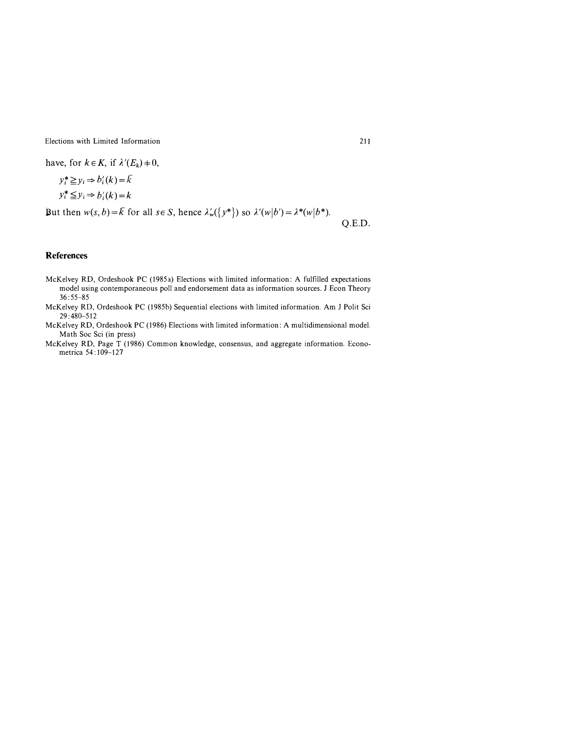have, for $k \in K$, if $\lambda'(E_k) \neq 0$,

$$y_i^* \geqq y_i \Rightarrow b_i'(k) = \bar{k}$$

$$y_i^* \leqq y_i \Rightarrow b_i'(k) = k$$

But then $w(s, b) = \bar{k}$ for all $s \in S$, hence $\lambda_w'(\{y^*\})$ so $\lambda'(w|b') = \lambda^*(w|b^*)$.

Q.E.D.

## References

McKelvey RD, Ordeshook PC (1985a) Elections with limited information: A fulfilled expectations model using contemporaneous poll and endorsement data as information sources. J Econ Theory 36:55–85

McKelvey RD, Ordeshook PC (1985b) Sequential elections with limited information. Am J Polit Sci 29:480–512

McKelvey RD, Ordeshook PC (1986) Elections with limited information: A multidimensional model. Math Soc Sci (in press)

McKelvey RD, Page T (1986) Common knowledge, consensus, and aggregate information. Econometrica 54:109–127